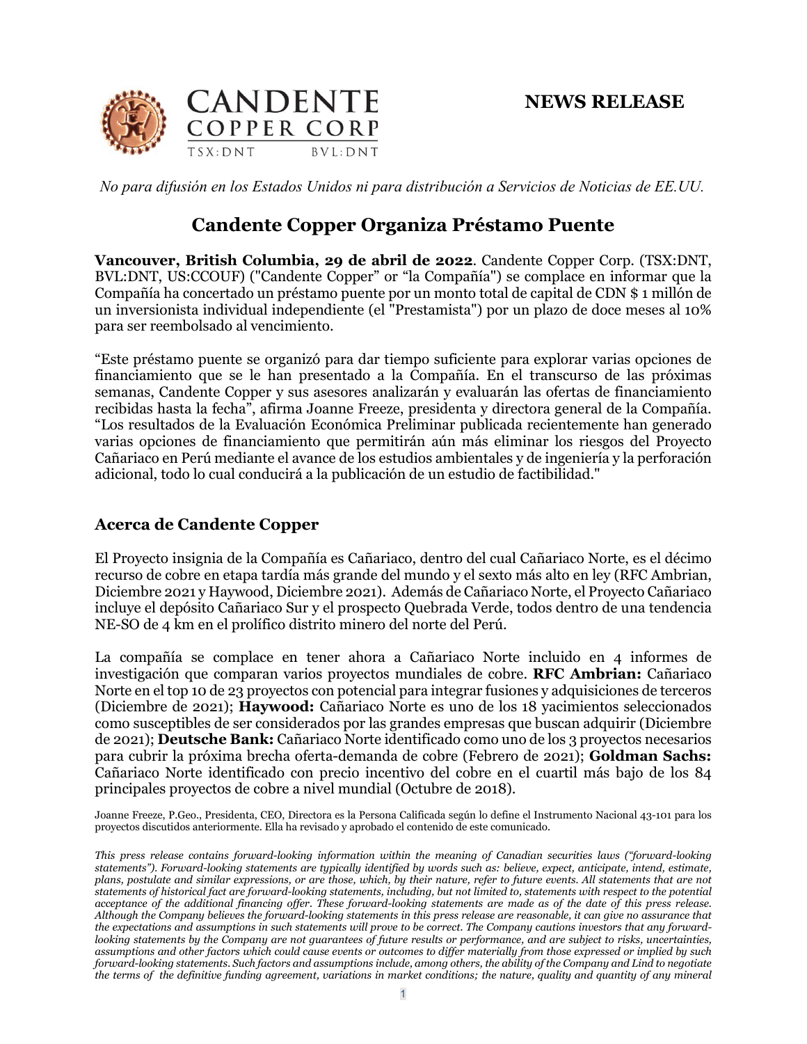**CANDENTE COPPER CORP**
TSX:DNT BVL:DNT

**NEWS RELEASE**

*No para difusión en los Estados Unidos ni para distribución a Servicios de Noticias de EE.UU.*

## Candente Copper Organiza Préstamo Puente

**Vancouver, British Columbia, 29 de abril de 2022**. Candente Copper Corp. (TSX:DNT, BVL:DNT, US:CCOUF) ("Candente Copper" or "la Compañía") se complace en informar que la Compañía ha concertado un préstamo puente por un monto total de capital de CDN $ 1 millón de un inversionista individual independiente (el "Prestamista") por un plazo de doce meses al 10% para ser reembolsado al vencimiento.

"Este préstamo puente se organizó para dar tiempo suficiente para explorar varias opciones de financiamiento que se le han presentado a la Compañía. En el transcurso de las próximas semanas, Candente Copper y sus asesores analizarán y evaluarán las ofertas de financiamiento recibidas hasta la fecha", afirma Joanne Freeze, presidenta y directora general de la Compañía. "Los resultados de la Evaluación Económica Preliminar publicada recientemente han generado varias opciones de financiamiento que permitirán aún más eliminar los riesgos del Proyecto Cañariaco en Perú mediante el avance de los estudios ambientales y de ingeniería y la perforación adicional, todo lo cual conducirá a la publicación de un estudio de factibilidad."

### Acerca de Candente Copper

El Proyecto insignia de la Compañía es Cañariaco, dentro del cual Cañariaco Norte, es el décimo recurso de cobre en etapa tardía más grande del mundo y el sexto más alto en ley (RFC Ambrian, Diciembre 2021 y Haywood, Diciembre 2021). Además de Cañariaco Norte, el Proyecto Cañariaco incluye el depósito Cañariaco Sur y el prospecto Quebrada Verde, todos dentro de una tendencia NE-SO de 4 km en el prolífico distrito minero del norte del Perú.

La compañía se complace en tener ahora a Cañariaco Norte incluido en 4 informes de investigación que comparan varios proyectos mundiales de cobre. **RFC Ambrian:** Cañariaco Norte en el top 10 de 23 proyectos con potencial para integrar fusiones y adquisiciones de terceros (Diciembre de 2021); **Haywood:** Cañariaco Norte es uno de los 18 yacimientos seleccionados como susceptibles de ser considerados por las grandes empresas que buscan adquirir (Diciembre de 2021); **Deutsche Bank:** Cañariaco Norte identificado como uno de los 3 proyectos necesarios para cubrir la próxima brecha oferta-demanda de cobre (Febrero de 2021); **Goldman Sachs:** Cañariaco Norte identificado con precio incentivo del cobre en el cuartil más bajo de los 84 principales proyectos de cobre a nivel mundial (Octubre de 2018).

Joanne Freeze, P.Geo., Presidenta, CEO, Directora es la Persona Calificada según lo define el Instrumento Nacional 43-101 para los proyectos discutidos anteriormente. Ella ha revisado y aprobado el contenido de este comunicado.

*This press release contains forward-looking information within the meaning of Canadian securities laws ("forward-looking statements"). Forward-looking statements are typically identified by words such as: believe, expect, anticipate, intend, estimate, plans, postulate and similar expressions, or are those, which, by their nature, refer to future events. All statements that are not statements of historical fact are forward-looking statements, including, but not limited to, statements with respect to the potential acceptance of the additional financing offer. These forward-looking statements are made as of the date of this press release. Although the Company believes the forward-looking statements in this press release are reasonable, it can give no assurance that the expectations and assumptions in such statements will prove to be correct. The Company cautions investors that any forward-looking statements by the Company are not guarantees of future results or performance, and are subject to risks, uncertainties, assumptions and other factors which could cause events or outcomes to differ materially from those expressed or implied by such forward-looking statements. Such factors and assumptions include, among others, the ability of the Company and Lind to negotiate the terms of the definitive funding agreement, variations in market conditions; the nature, quality and quantity of any mineral*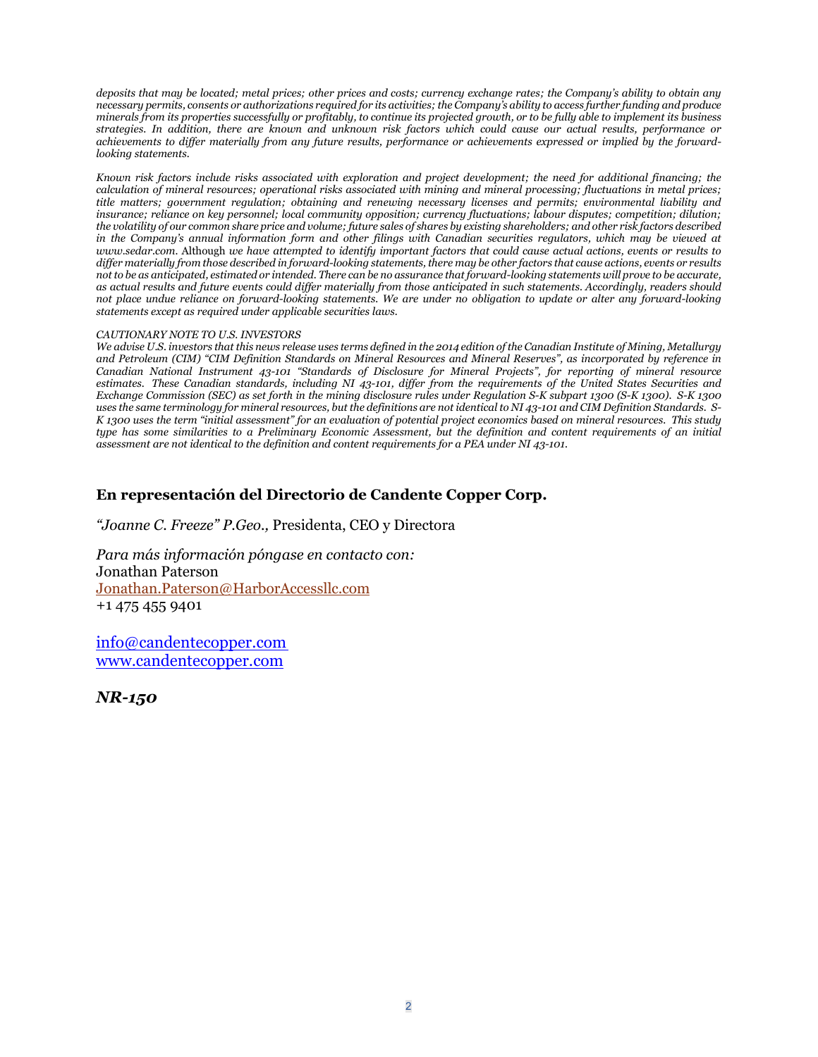*deposits that may be located; metal prices; other prices and costs; currency exchange rates; the Company's ability to obtain any necessary permits, consents or authorizations required for its activities; the Company's ability to access further funding and produce minerals from its properties successfully or profitably, to continue its projected growth, or to be fully able to implement its business strategies. In addition, there are known and unknown risk factors which could cause our actual results, performance or achievements to differ materially from any future results, performance or achievements expressed or implied by the forward-looking statements.*

*Known risk factors include risks associated with exploration and project development; the need for additional financing; the calculation of mineral resources; operational risks associated with mining and mineral processing; fluctuations in metal prices; title matters; government regulation; obtaining and renewing necessary licenses and permits; environmental liability and insurance; reliance on key personnel; local community opposition; currency fluctuations; labour disputes; competition; dilution; the volatility of our common share price and volume; future sales of shares by existing shareholders; and other risk factors described in the Company's annual information form and other filings with Canadian securities regulators, which may be viewed at www.sedar.com.* Although *we have attempted to identify important factors that could cause actual actions, events or results to differ materially from those described in forward-looking statements, there may be other factors that cause actions, events or results not to be as anticipated, estimated or intended. There can be no assurance that forward-looking statements will prove to be accurate, as actual results and future events could differ materially from those anticipated in such statements. Accordingly, readers should not place undue reliance on forward-looking statements. We are under no obligation to update or alter any forward-looking statements except as required under applicable securities laws.*

*CAUTIONARY NOTE TO U.S. INVESTORS*
*We advise U.S. investors that this news release uses terms defined in the 2014 edition of the Canadian Institute of Mining, Metallurgy and Petroleum (CIM) "CIM Definition Standards on Mineral Resources and Mineral Reserves", as incorporated by reference in Canadian National Instrument 43-101 "Standards of Disclosure for Mineral Projects", for reporting of mineral resource estimates. These Canadian standards, including NI 43-101, differ from the requirements of the United States Securities and Exchange Commission (SEC) as set forth in the mining disclosure rules under Regulation S-K subpart 1300 (S-K 1300). S-K 1300 uses the same terminology for mineral resources, but the definitions are not identical to NI 43-101 and CIM Definition Standards. S-K 1300 uses the term "initial assessment" for an evaluation of potential project economics based on mineral resources. This study type has some similarities to a Preliminary Economic Assessment, but the definition and content requirements of an initial assessment are not identical to the definition and content requirements for a PEA under NI 43-101.*

**En representación del Directorio de Candente Copper Corp.**

*"Joanne C. Freeze" P.Geo.,* Presidenta, CEO y Directora

*Para más información póngase en contacto con:*
Jonathan Paterson
Jonathan.Paterson@HarborAccessllc.com
+1 475 455 9401

info@candentecopper.com
www.candentecopper.com

***NR-150***